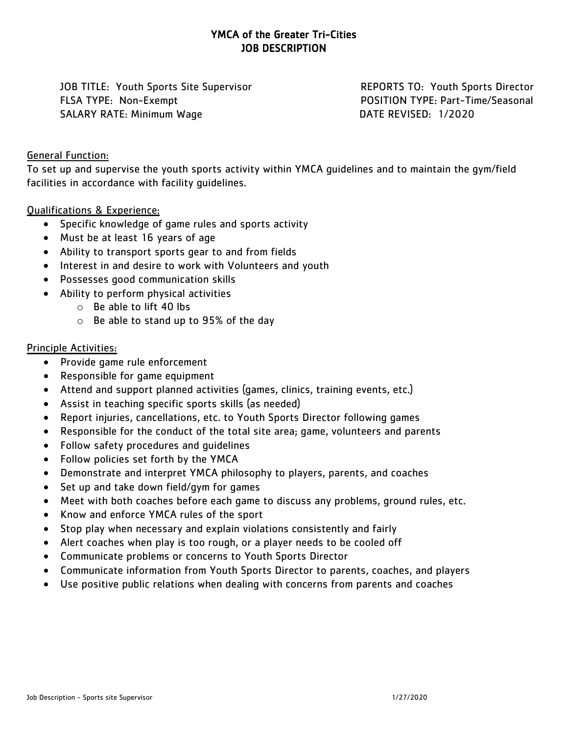# YMCA of the Greater Tri-Cities
## JOB DESCRIPTION

JOB TITLE: Youth Sports Site Supervisor
REPORTS TO: Youth Sports Director
FLSA TYPE: Non-Exempt
POSITION TYPE: Part-Time/Seasonal
SALARY RATE: Minimum Wage
DATE REVISED: 1/2020

General Function:

To set up and supervise the youth sports activity within YMCA guidelines and to maintain the gym/field facilities in accordance with facility guidelines.

Qualifications & Experience:

- Specific knowledge of game rules and sports activity
- Must be at least 16 years of age
- Ability to transport sports gear to and from fields
- Interest in and desire to work with Volunteers and youth
- Possesses good communication skills
- Ability to perform physical activities
  - Be able to lift 40 lbs
  - Be able to stand up to 95% of the day

Principle Activities:

- Provide game rule enforcement
- Responsible for game equipment
- Attend and support planned activities (games, clinics, training events, etc.)
- Assist in teaching specific sports skills (as needed)
- Report injuries, cancellations, etc. to Youth Sports Director following games
- Responsible for the conduct of the total site area; game, volunteers and parents
- Follow safety procedures and guidelines
- Follow policies set forth by the YMCA
- Demonstrate and interpret YMCA philosophy to players, parents, and coaches
- Set up and take down field/gym for games
- Meet with both coaches before each game to discuss any problems, ground rules, etc.
- Know and enforce YMCA rules of the sport
- Stop play when necessary and explain violations consistently and fairly
- Alert coaches when play is too rough, or a player needs to be cooled off
- Communicate problems or concerns to Youth Sports Director
- Communicate information from Youth Sports Director to parents, coaches, and players
- Use positive public relations when dealing with concerns from parents and coaches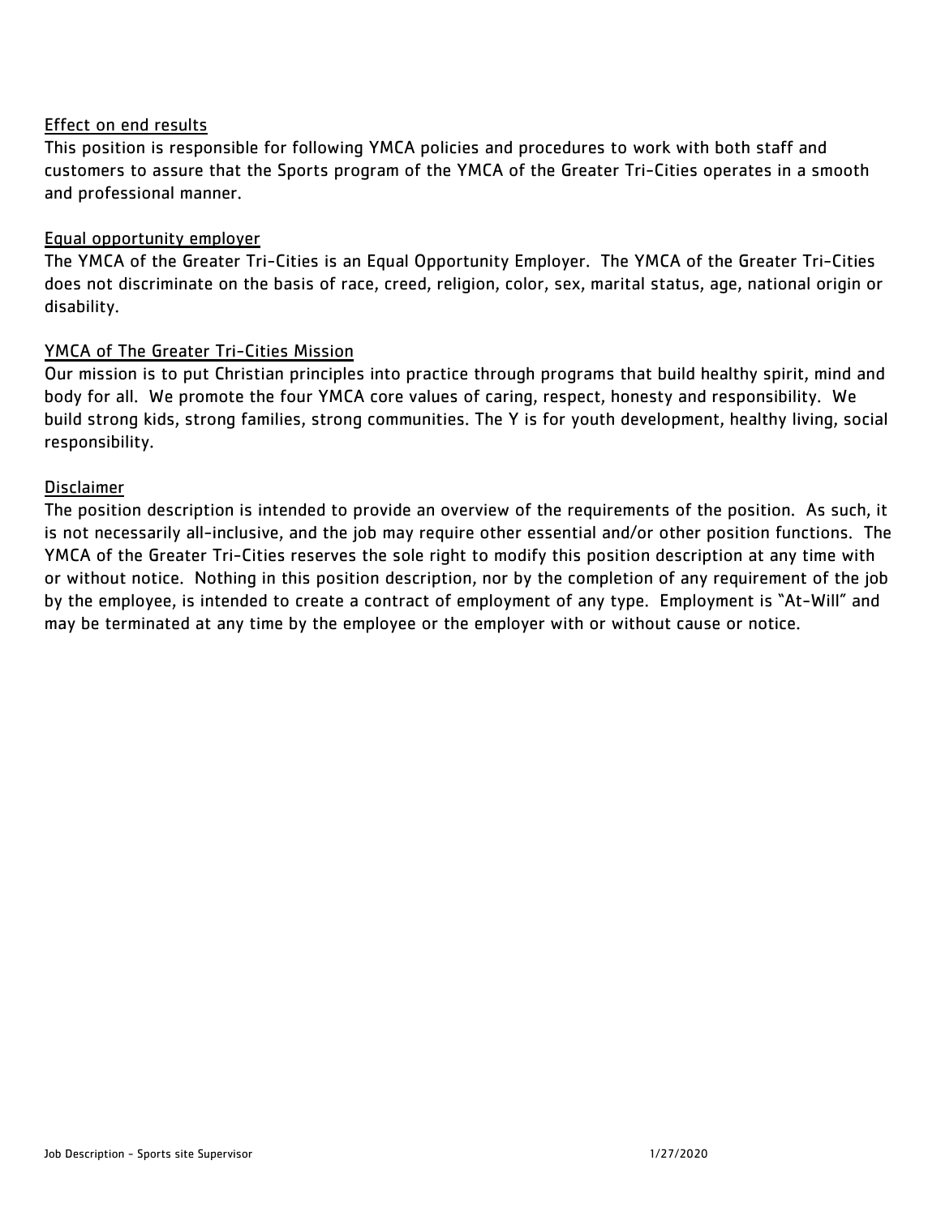## Effect on end results

This position is responsible for following YMCA policies and procedures to work with both staff and customers to assure that the Sports program of the YMCA of the Greater Tri-Cities operates in a smooth and professional manner.

## Equal opportunity employer

The YMCA of the Greater Tri-Cities is an Equal Opportunity Employer. The YMCA of the Greater Tri-Cities does not discriminate on the basis of race, creed, religion, color, sex, marital status, age, national origin or disability.

## YMCA of The Greater Tri-Cities Mission

Our mission is to put Christian principles into practice through programs that build healthy spirit, mind and body for all. We promote the four YMCA core values of caring, respect, honesty and responsibility. We build strong kids, strong families, strong communities. The Y is for youth development, healthy living, social responsibility.

## Disclaimer

The position description is intended to provide an overview of the requirements of the position. As such, it is not necessarily all-inclusive, and the job may require other essential and/or other position functions. The YMCA of the Greater Tri-Cities reserves the sole right to modify this position description at any time with or without notice. Nothing in this position description, nor by the completion of any requirement of the job by the employee, is intended to create a contract of employment of any type. Employment is "At-Will" and may be terminated at any time by the employee or the employer with or without cause or notice.